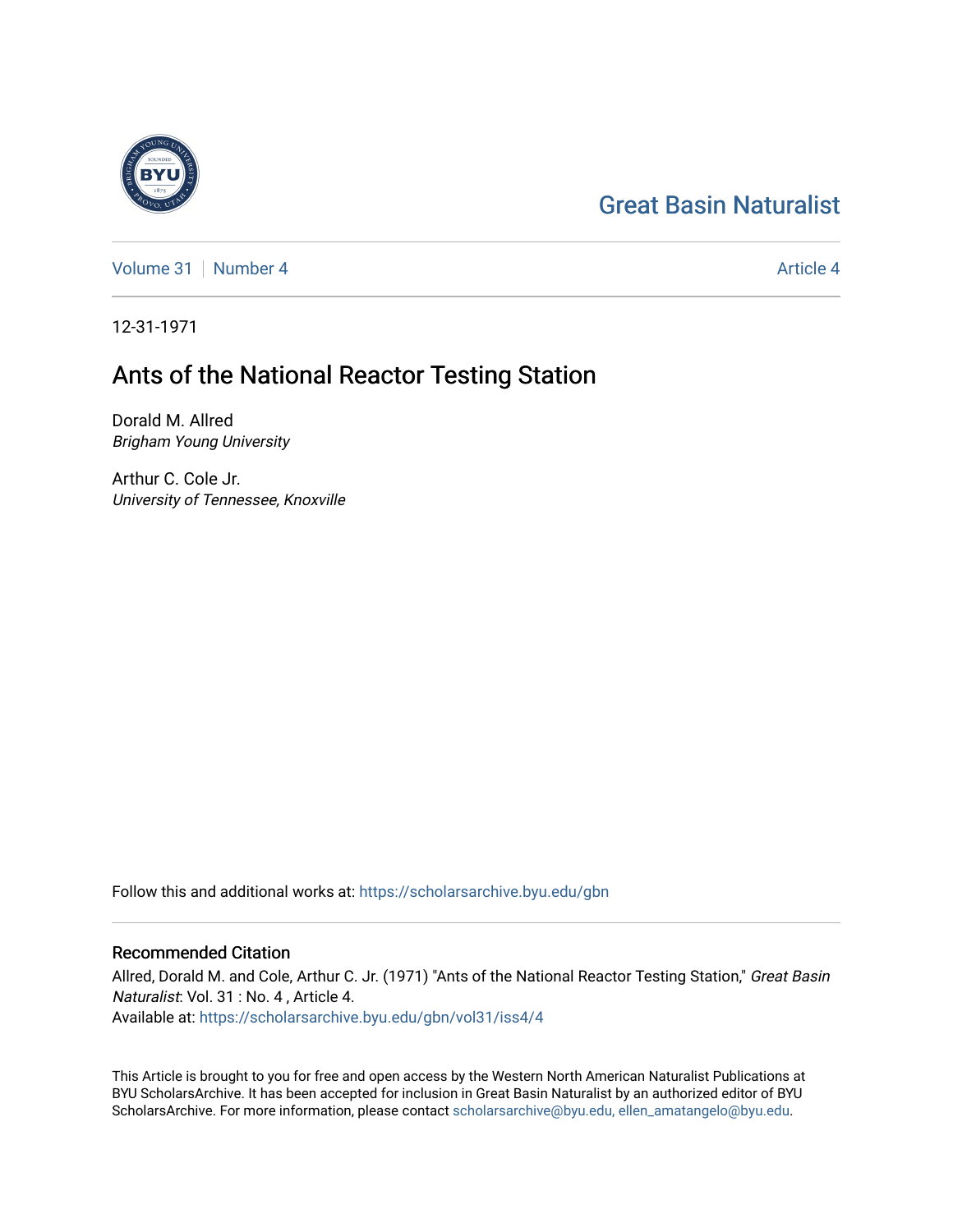Great Basin Naturalist

Volume 31 | Number 4 Article 4

12-31-1971

# Ants of the National Reactor Testing Station

Dorald M. Allred
*Brigham Young University*

Arthur C. Cole Jr.
*University of Tennessee, Knoxville*

Follow this and additional works at: https://scholarsarchive.byu.edu/gbn

## Recommended Citation

Allred, Dorald M. and Cole, Arthur C. Jr. (1971) "Ants of the National Reactor Testing Station," *Great Basin Naturalist*: Vol. 31 : No. 4 , Article 4.
Available at: https://scholarsarchive.byu.edu/gbn/vol31/iss4/4

This Article is brought to you for free and open access by the Western North American Naturalist Publications at BYU ScholarsArchive. It has been accepted for inclusion in Great Basin Naturalist by an authorized editor of BYU ScholarsArchive. For more information, please contact scholarsarchive@byu.edu, ellen_amatangelo@byu.edu.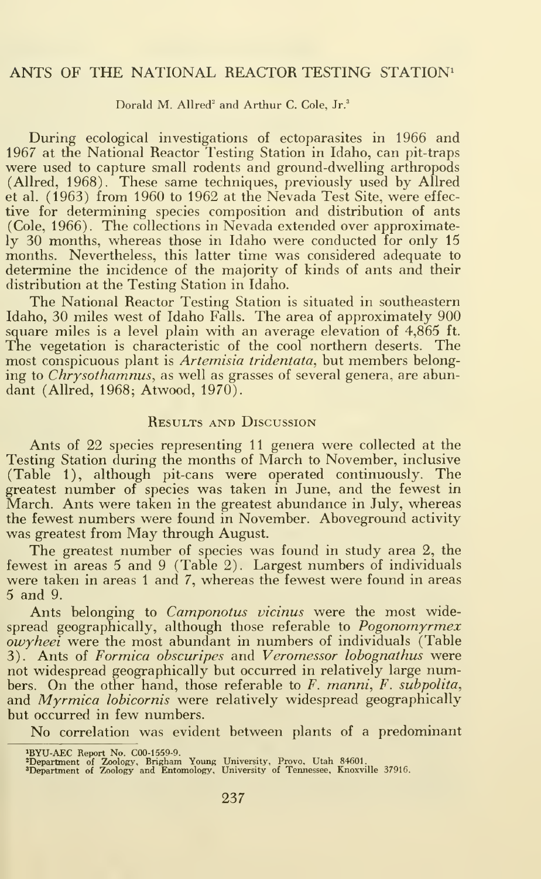# ANTS OF THE NATIONAL REACTOR TESTING STATION[1]

Dorald M. Allred[2] and Arthur C. Cole, Jr.[3]

During ecological investigations of ectoparasites in 1966 and 1967 at the National Reactor Testing Station in Idaho, can pit-traps were used to capture small rodents and ground-dwelling arthropods (Allred, 1968). These same techniques, previously used by Allred et al. (1963) from 1960 to 1962 at the Nevada Test Site, were effective for determining species composition and distribution of ants (Cole, 1966). The collections in Nevada extended over approximately 30 months, whereas those in Idaho were conducted for only 15 months. Nevertheless, this latter time was considered adequate to determine the incidence of the majority of kinds of ants and their distribution at the Testing Station in Idaho.

The National Reactor Testing Station is situated in southeastern Idaho, 30 miles west of Idaho Falls. The area of approximately 900 square miles is a level plain with an average elevation of 4,865 ft. The vegetation is characteristic of the cool northern deserts. The most conspicuous plant is *Artemisia tridentata*, but members belonging to *Chrysothamnus*, as well as grasses of several genera, are abundant (Allred, 1968; Atwood, 1970).

## Results and Discussion

Ants of 22 species representing 11 genera were collected at the Testing Station during the months of March to November, inclusive (Table 1), although pit-cans were operated continuously. The greatest number of species was taken in June, and the fewest in March. Ants were taken in the greatest abundance in July, whereas the fewest numbers were found in November. Aboveground activity was greatest from May through August.

The greatest number of species was found in study area 2, the fewest in areas 5 and 9 (Table 2). Largest numbers of individuals were taken in areas 1 and 7, whereas the fewest were found in areas 5 and 9.

Ants belonging to *Camponotus vicinus* were the most widespread geographically, although those referable to *Pogonomyrmex owyheei* were the most abundant in numbers of individuals (Table 3). Ants of *Formica obscuripes* and *Veromessor lobognathus* were not widespread geographically but occurred in relatively large numbers. On the other hand, those referable to *F. manni*, *F. subpolita*, and *Myrmica lobicornis* were relatively widespread geographically but occurred in few numbers.

No correlation was evident between plants of a predominant

[1]BYU-AEC Report No. C00-1559-9.
[2]Department of Zoology, Brigham Young University, Provo, Utah 84601.
[3]Department of Zoology and Entomology, University of Tennessee, Knoxville 37916.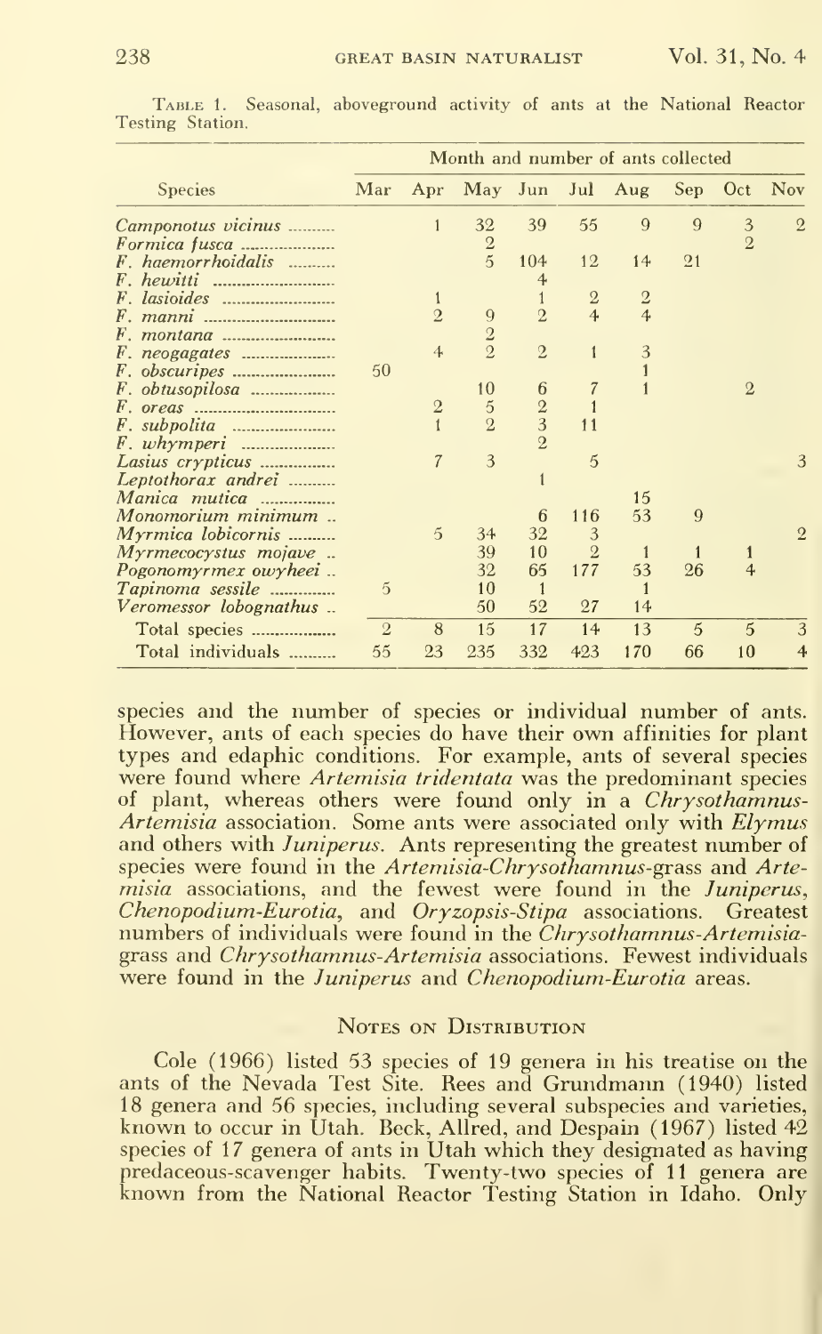Table 1. Seasonal, aboveground activity of ants at the National Reactor Testing Station.

| Species | Month and number of ants collected | | | | | | | | |
|---|---|---|---|---|---|---|---|---|---|
| | Mar | Apr | May | Jun | Jul | Aug | Sep | Oct | Nov |
| *Camponotus vicinus* | | 1 | 32 | 39 | 55 | 9 | 9 | 3 | 2 |
| *Formica fusca* | | | 2 | | | | | 2 | |
| *F. haemorrhoidalis* | | | 5 | 104 | 12 | 14 | 21 | | |
| *F. hewitti* | | | | 4 | | | | | |
| *F. lasioides* | | 1 | | 1 | 2 | 2 | | | |
| *F. manni* | | 2 | 9 | 2 | 4 | 4 | | | |
| *F. montana* | | | 2 | | | | | | |
| *F. neogagates* | | 4 | 2 | 2 | 1 | 3 | | | |
| *F. obscuripes* | 50 | | | | | 1 | | | |
| *F. obtusopilosa* | | | 10 | 6 | 7 | 1 | | 2 | |
| *F. oreas* | | 2 | 5 | 2 | 1 | | | | |
| *F. subpolita* | | 1 | 2 | 3 | 11 | | | | |
| *F. whymperi* | | | | 2 | | | | | |
| *Lasius crypticus* | | 7 | 3 | | 5 | | | | 3 |
| *Leptothorax andrei* | | | | 1 | | | | | |
| *Manica mutica* | | | | | | 15 | | | |
| *Monomorium minimum* | | | | 6 | 116 | 53 | 9 | | |
| *Myrmica lobicornis* | | 5 | 34 | 32 | 3 | | | | 2 |
| *Myrmecocystus mojave* | | | 39 | 10 | 2 | 1 | 1 | 1 | |
| *Pogonomyrmex owyheei* | | | 32 | 65 | 177 | 53 | 26 | 4 | |
| *Tapinoma sessile* | 5 | | 10 | 1 | | 1 | | | |
| *Veromessor lobognathus* | | | 50 | 52 | 27 | 14 | | | |
| Total species | 2 | 8 | 15 | 17 | 14 | 13 | 5 | 5 | 3 |
| Total individuals | 55 | 23 | 235 | 332 | 423 | 170 | 66 | 10 | 4 |

species and the number of species or individual number of ants. However, ants of each species do have their own affinities for plant types and edaphic conditions. For example, ants of several species were found where *Artemisia tridentata* was the predominant species of plant, whereas others were found only in a *Chrysothamnus-Artemisia* association. Some ants were associated only with *Elymus* and others with *Juniperus*. Ants representing the greatest number of species were found in the *Artemisia-Chrysothamnus*-grass and *Artemisia* associations, and the fewest were found in the *Juniperus*, *Chenopodium-Eurotia*, and *Oryzopsis-Stipa* associations. Greatest numbers of individuals were found in the *Chrysothamnus-Artemisia*-grass and *Chrysothamnus-Artemisia* associations. Fewest individuals were found in the *Juniperus* and *Chenopodium-Eurotia* areas.

## Notes on Distribution

Cole (1966) listed 53 species of 19 genera in his treatise on the ants of the Nevada Test Site. Rees and Grundmann (1940) listed 18 genera and 56 species, including several subspecies and varieties, known to occur in Utah. Beck, Allred, and Despain (1967) listed 42 species of 17 genera of ants in Utah which they designated as having predaceous-scavenger habits. Twenty-two species of 11 genera are known from the National Reactor Testing Station in Idaho. Only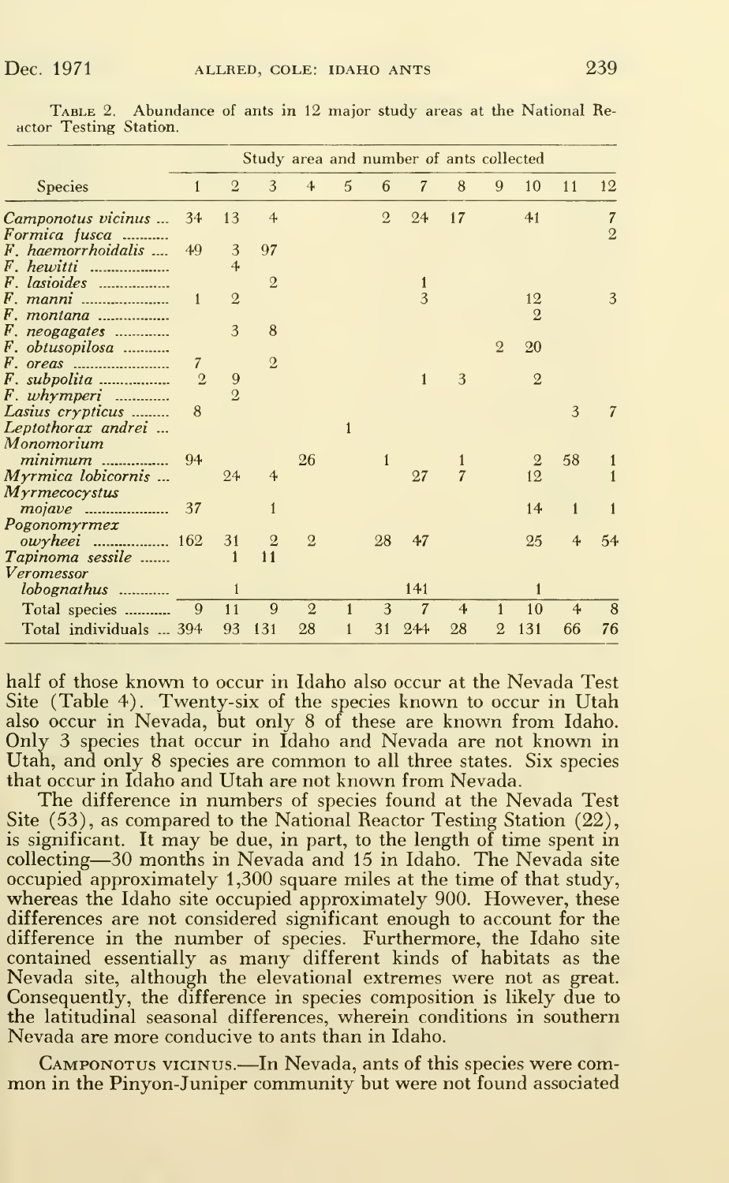TABLE 2. Abundance of ants in 12 major study areas at the National Reactor Testing Station.

| Species | Study area and number of ants collected | | | | | | | | | | | |
|---|---|---|---|---|---|---|---|---|---|---|---|---|
| | 1 | 2 | 3 | 4 | 5 | 6 | 7 | 8 | 9 | 10 | 11 | 12 |
| *Camponotus vicinus* | 34 | 13 | 4 | | | 2 | 24 | 17 | | 41 | | 7 |
| *Formica fusca* | | | | | | | | | | | | 2 |
| *F. haemorrhoidalis* | 49 | 3 | 97 | | | | | | | | | |
| *F. hewitti* | | 4 | | | | | | | | | | |
| *F. lasioides* | | | 2 | | | | 1 | | | | | |
| *F. manni* | 1 | 2 | | | | | 3 | | | 12 | | 3 |
| *F. montana* | | | | | | | | | | 2 | | |
| *F. neogagates* | | 3 | 8 | | | | | | | | | |
| *F. obtusopilosa* | | | | | | | | | 2 | 20 | | |
| *F. oreas* | 7 | | 2 | | | | | | | | | |
| *F. subpolita* | 2 | 9 | | | | | 1 | 3 | | 2 | | |
| *F. whymperi* | | 2 | | | | | | | | | | |
| *Lasius crypticus* | 8 | | | | | | | | | | 3 | 7 |
| *Leptothorax andrei* | | | | | 1 | | | | | | | |
| *Monomorium minimum* | 94 | | | 26 | | 1 | | 1 | | 2 | 58 | 1 |
| *Myrmica lobicornis* | | 24 | 4 | | | | 27 | 7 | | 12 | | 1 |
| *Myrmecocystus mojave* | 37 | | 1 | | | | | | | 14 | 1 | 1 |
| *Pogonomyrmex owyheei* | 162 | 31 | 2 | 2 | | 28 | 47 | | | 25 | 4 | 54 |
| *Tapinoma sessile* | | 1 | 11 | | | | | | | | | |
| *Veromessor lobognathus* | | 1 | | | | | 141 | | | 1 | | |
| Total species | 9 | 11 | 9 | 2 | 1 | 3 | 7 | 4 | 1 | 10 | 4 | 8 |
| Total individuals | 394 | 93 | 131 | 28 | 1 | 31 | 244 | 28 | 2 | 131 | 66 | 76 |

half of those known to occur in Idaho also occur at the Nevada Test Site (Table 4). Twenty-six of the species known to occur in Utah also occur in Nevada, but only 8 of these are known from Idaho. Only 3 species that occur in Idaho and Nevada are not known in Utah, and only 8 species are common to all three states. Six species that occur in Idaho and Utah are not known from Nevada.

The difference in numbers of species found at the Nevada Test Site (53), as compared to the National Reactor Testing Station (22), is significant. It may be due, in part, to the length of time spent in collecting—30 months in Nevada and 15 in Idaho. The Nevada site occupied approximately 1,300 square miles at the time of that study, whereas the Idaho site occupied approximately 900. However, these differences are not considered significant enough to account for the difference in the number of species. Furthermore, the Idaho site contained essentially as many different kinds of habitats as the Nevada site, although the elevational extremes were not as great. Consequently, the difference in species composition is likely due to the latitudinal seasonal differences, wherein conditions in southern Nevada are more conducive to ants than in Idaho.

CAMPONOTUS VICINUS.—In Nevada, ants of this species were common in the Pinyon-Juniper community but were not found associated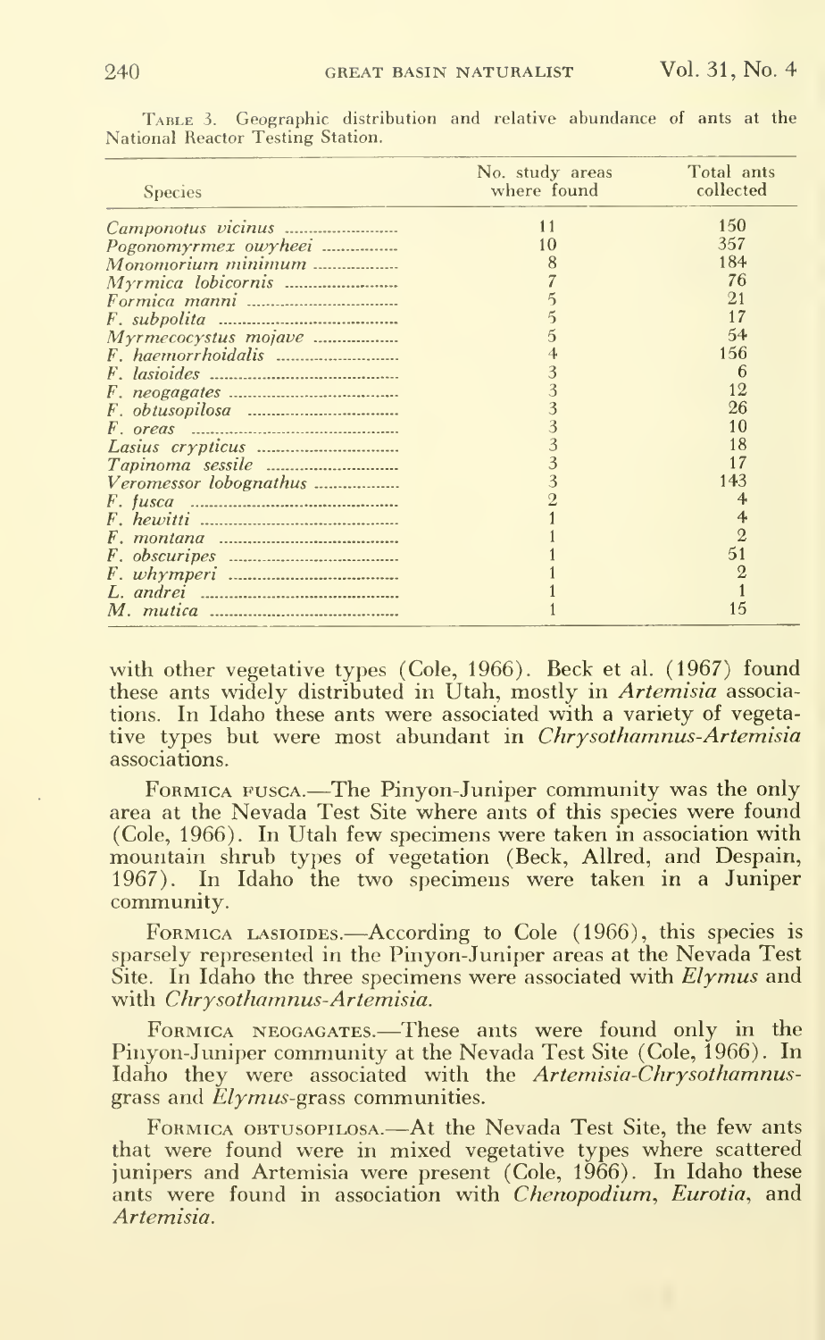Table 3. Geographic distribution and relative abundance of ants at the National Reactor Testing Station.

| Species | No. study areas where found | Total ants collected |
|---|---|---|
| *Camponotus vicinus* | 11 | 150 |
| *Pogonomyrmex owyheei* | 10 | 357 |
| *Monomorium minimum* | 8 | 184 |
| *Myrmica lobicornis* | 7 | 76 |
| *Formica manni* | 5 | 21 |
| *F. subpolita* | 5 | 17 |
| *Myrmecocystus mojave* | 5 | 54 |
| *F. haemorrhoidalis* | 4 | 156 |
| *F. lasioides* | 3 | 6 |
| *F. neogagates* | 3 | 12 |
| *F. obtusopilosa* | 3 | 26 |
| *F. oreas* | 3 | 10 |
| *Lasius crypticus* | 3 | 18 |
| *Tapinoma sessile* | 3 | 17 |
| *Veromessor lobognathus* | 3 | 143 |
| *F. fusca* | 2 | 4 |
| *F. hewitti* | 1 | 4 |
| *F. montana* | 1 | 2 |
| *F. obscuripes* | 1 | 51 |
| *F. whymperi* | 1 | 2 |
| *L. andrei* | 1 | 1 |
| *M. mutica* | 1 | 15 |

with other vegetative types (Cole, 1966). Beck et al. (1967) found these ants widely distributed in Utah, mostly in *Artemisia* associations. In Idaho these ants were associated with a variety of vegetative types but were most abundant in *Chrysothamnus-Artemisia* associations.

Formica fusca.—The Pinyon-Juniper community was the only area at the Nevada Test Site where ants of this species were found (Cole, 1966). In Utah few specimens were taken in association with mountain shrub types of vegetation (Beck, Allred, and Despain, 1967). In Idaho the two specimens were taken in a Juniper community.

Formica lasioides.—According to Cole (1966), this species is sparsely represented in the Pinyon-Juniper areas at the Nevada Test Site. In Idaho the three specimens were associated with *Elymus* and with *Chrysothamnus-Artemisia*.

Formica neogagates.—These ants were found only in the Pinyon-Juniper community at the Nevada Test Site (Cole, 1966). In Idaho they were associated with the *Artemisia-Chrysothamnus*-grass and *Elymus*-grass communities.

Formica obtusopilosa.—At the Nevada Test Site, the few ants that were found were in mixed vegetative types where scattered junipers and Artemisia were present (Cole, 1966). In Idaho these ants were found in association with *Chenopodium*, *Eurotia*, and *Artemisia*.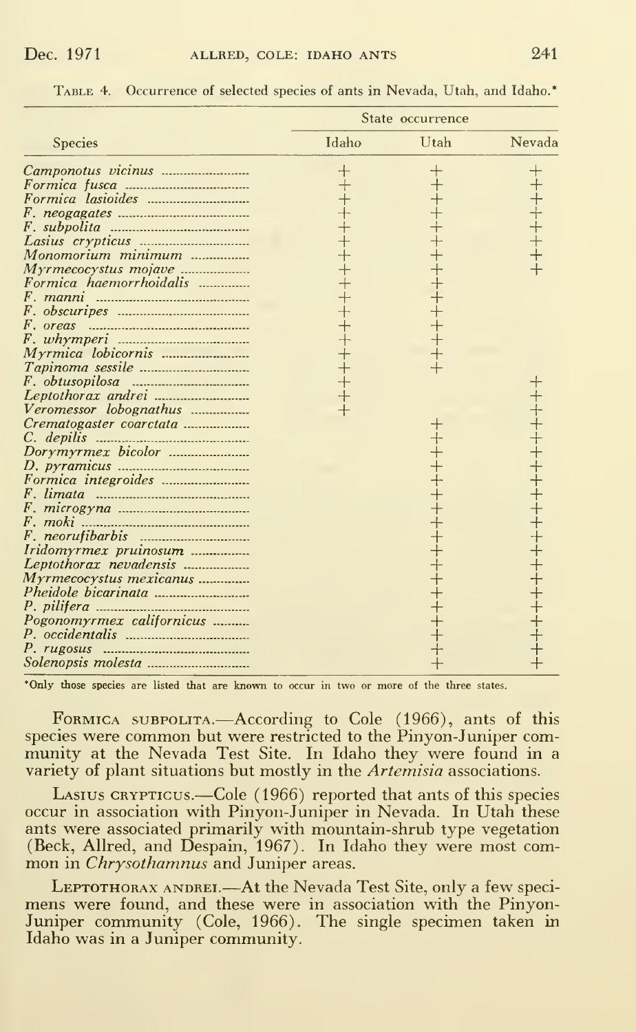TABLE 4. Occurrence of selected species of ants in Nevada, Utah, and Idaho.*

| Species | State occurrence | | |
|---|---|---|---|
| | Idaho | Utah | Nevada |
| *Camponotus vicinus* | + | + | + |
| *Formica fusca* | + | + | + |
| *Formica lasioides* | + | + | + |
| *F. neogagates* | + | + | + |
| *F. subpolita* | + | + | + |
| *Lasius crypticus* | + | + | + |
| *Monomorium minimum* | + | + | + |
| *Myrmecocystus mojave* | + | + | + |
| *Formica haemorrhoidalis* | + | + | |
| *F. manni* | + | + | |
| *F. obscuripes* | + | + | |
| *F. oreas* | + | + | |
| *F. whymperi* | + | + | |
| *Myrmica lobicornis* | + | + | |
| *Tapinoma sessile* | + | + | |
| *F. obtusopilosa* | + | | + |
| *Leptothorax andrei* | + | | + |
| *Veromessor lobognathus* | + | | + |
| *Crematogaster coarctata* | | + | + |
| *C. depilis* | | + | + |
| *Dorymyrmex bicolor* | | + | + |
| *D. pyramicus* | | + | + |
| *Formica integroides* | | + | + |
| *F. limata* | | + | + |
| *F. microgyna* | | + | + |
| *F. moki* | | + | + |
| *F. neorufibarbis* | | + | + |
| *Iridomyrmex pruinosum* | | + | + |
| *Leptothorax nevadensis* | | + | + |
| *Myrmecocystus mexicanus* | | + | + |
| *Pheidole bicarinata* | | + | + |
| *P. pilifera* | | + | + |
| *Pogonomyrmex californicus* | | + | + |
| *P. occidentalis* | | + | + |
| *P. rugosus* | | + | + |
| *Solenopsis molesta* | | + | + |

*Only those species are listed that are known to occur in two or more of the three states.

FORMICA SUBPOLITA.—According to Cole (1966), ants of this species were common but were restricted to the Pinyon-Juniper community at the Nevada Test Site. In Idaho they were found in a variety of plant situations but mostly in the *Artemisia* associations.

LASIUS CRYPTICUS.—Cole (1966) reported that ants of this species occur in association with Pinyon-Juniper in Nevada. In Utah these ants were associated primarily with mountain-shrub type vegetation (Beck, Allred, and Despain, 1967). In Idaho they were most common in *Chrysothamnus* and Juniper areas.

LEPTOTHORAX ANDREI.—At the Nevada Test Site, only a few specimens were found, and these were in association with the Pinyon-Juniper community (Cole, 1966). The single specimen taken in Idaho was in a Juniper community.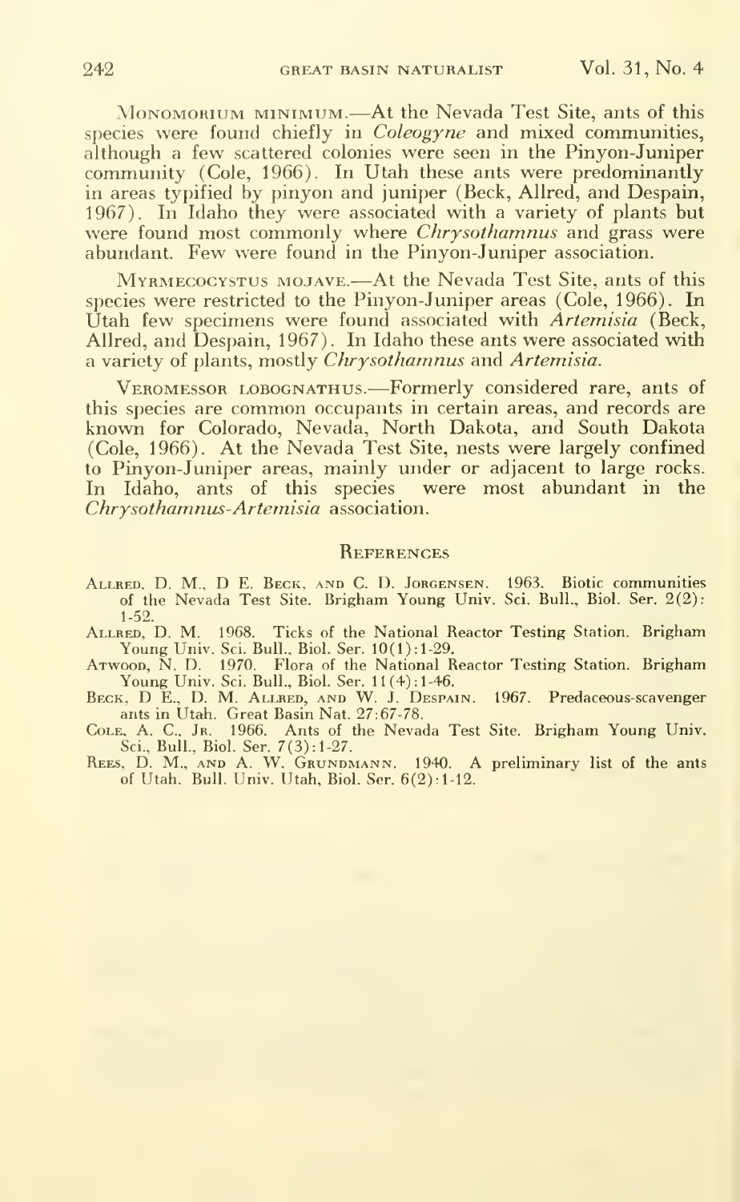Monomorium minimum.—At the Nevada Test Site, ants of this species were found chiefly in *Coleogyne* and mixed communities, although a few scattered colonies were seen in the Pinyon-Juniper community (Cole, 1966). In Utah these ants were predominantly in areas typified by pinyon and juniper (Beck, Allred, and Despain, 1967). In Idaho they were associated with a variety of plants but were found most commonly where *Chrysothamnus* and grass were abundant. Few were found in the Pinyon-Juniper association.

Myrmecocystus mojave.—At the Nevada Test Site, ants of this species were restricted to the Pinyon-Juniper areas (Cole, 1966). In Utah few specimens were found associated with *Artemisia* (Beck, Allred, and Despain, 1967). In Idaho these ants were associated with a variety of plants, mostly *Chrysothamnus* and *Artemisia*.

Veromessor lobognathus.—Formerly considered rare, ants of this species are common occupants in certain areas, and records are known for Colorado, Nevada, North Dakota, and South Dakota (Cole, 1966). At the Nevada Test Site, nests were largely confined to Pinyon-Juniper areas, mainly under or adjacent to large rocks. In Idaho, ants of this species were most abundant in the *Chrysothamnus-Artemisia* association.

## References

Allred, D. M., D E. Beck, and C. D. Jorgensen. 1963. Biotic communities of the Nevada Test Site. Brigham Young Univ. Sci. Bull., Biol. Ser. 2(2): 1-52.

Allred, D. M. 1968. Ticks of the National Reactor Testing Station. Brigham Young Univ. Sci. Bull., Biol. Ser. 10(1):1-29.

Atwood, N. D. 1970. Flora of the National Reactor Testing Station. Brigham Young Univ. Sci. Bull., Biol. Ser. 11(4):1-46.

Beck, D E., D. M. Allred, and W. J. Despain. 1967. Predaceous-scavenger ants in Utah. Great Basin Nat. 27:67-78.

Cole, A. C., Jr. 1966. Ants of the Nevada Test Site. Brigham Young Univ. Sci., Bull., Biol. Ser. 7(3):1-27.

Rees, D. M., and A. W. Grundmann. 1940. A preliminary list of the ants of Utah. Bull. Univ. Utah, Biol. Ser. 6(2):1-12.